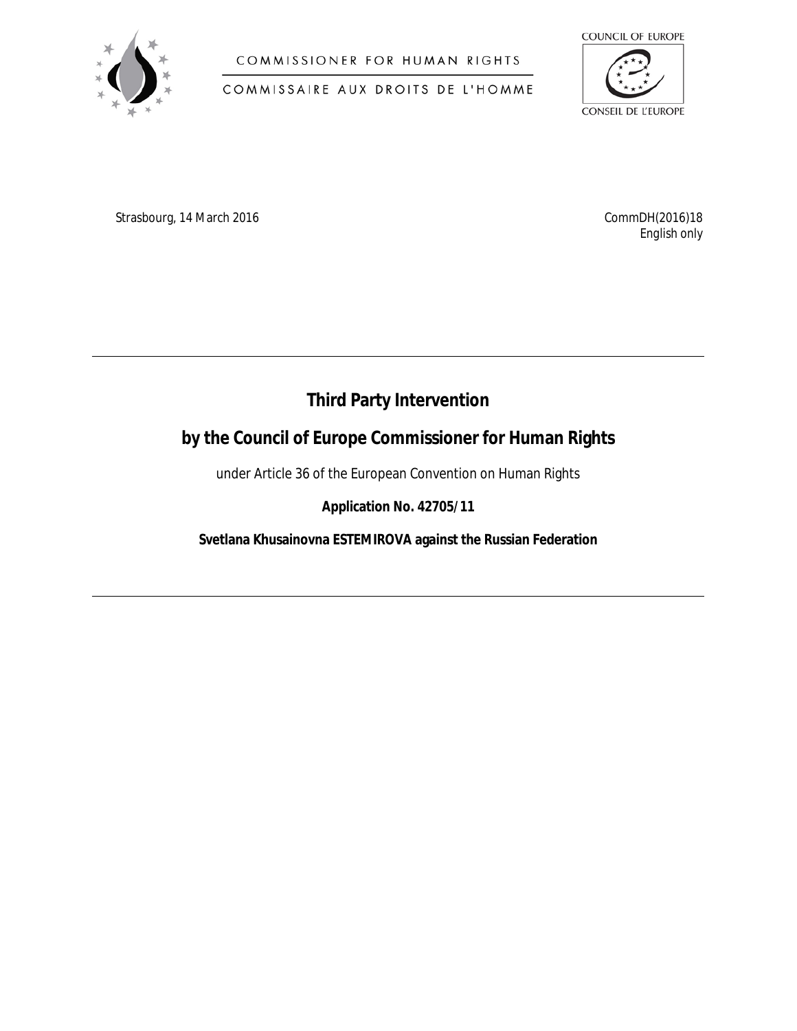COMMISSIONER FOR HUMAN RIGHTS

COMMISSAIRE AUX DROITS DE L'HOMME

COUNCIL OF EUROPE

CONSEIL DE L'EUROPE

Strasbourg, 14 March 2016

CommDH(2016)18
English only

---

# Third Party Intervention

# by the Council of Europe Commissioner for Human Rights

under Article 36 of the European Convention on Human Rights

**Application No. 42705/11**

**Svetlana Khusainovna ESTEMIROVA against the Russian Federation**

---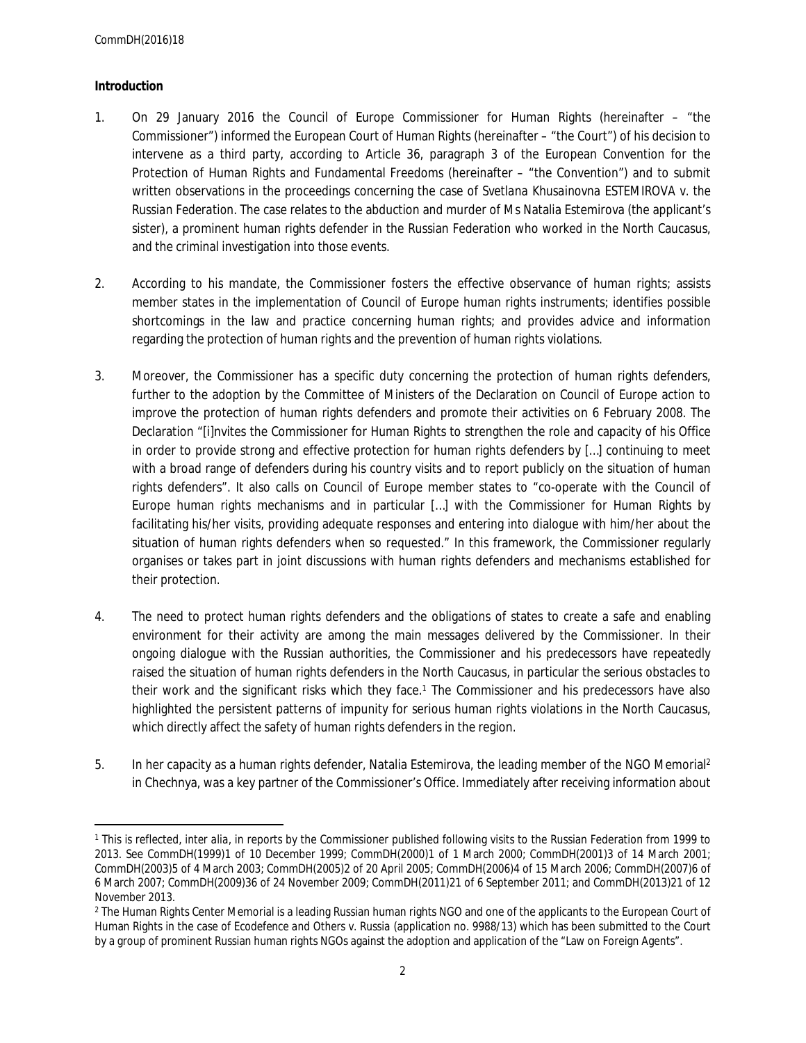**Introduction**

1. On 29 January 2016 the Council of Europe Commissioner for Human Rights (hereinafter – "the Commissioner") informed the European Court of Human Rights (hereinafter – "the Court") of his decision to intervene as a third party, according to Article 36, paragraph 3 of the European Convention for the Protection of Human Rights and Fundamental Freedoms (hereinafter – "the Convention") and to submit written observations in the proceedings concerning the case of *Svetlana Khusainovna ESTEMIROVA v. the Russian Federation*. The case relates to the abduction and murder of Ms Natalia Estemirova (the applicant's sister), a prominent human rights defender in the Russian Federation who worked in the North Caucasus, and the criminal investigation into those events.

2. According to his mandate, the Commissioner fosters the effective observance of human rights; assists member states in the implementation of Council of Europe human rights instruments; identifies possible shortcomings in the law and practice concerning human rights; and provides advice and information regarding the protection of human rights and the prevention of human rights violations.

3. Moreover, the Commissioner has a specific duty concerning the protection of human rights defenders, further to the adoption by the Committee of Ministers of the Declaration on Council of Europe action to improve the protection of human rights defenders and promote their activities on 6 February 2008. The Declaration "[i]nvites the Commissioner for Human Rights to strengthen the role and capacity of his Office in order to provide strong and effective protection for human rights defenders by […] continuing to meet with a broad range of defenders during his country visits and to report publicly on the situation of human rights defenders". It also calls on Council of Europe member states to "co-operate with the Council of Europe human rights mechanisms and in particular […] with the Commissioner for Human Rights by facilitating his/her visits, providing adequate responses and entering into dialogue with him/her about the situation of human rights defenders when so requested." In this framework, the Commissioner regularly organises or takes part in joint discussions with human rights defenders and mechanisms established for their protection.

4. The need to protect human rights defenders and the obligations of states to create a safe and enabling environment for their activity are among the main messages delivered by the Commissioner. In their ongoing dialogue with the Russian authorities, the Commissioner and his predecessors have repeatedly raised the situation of human rights defenders in the North Caucasus, in particular the serious obstacles to their work and the significant risks which they face.[1] The Commissioner and his predecessors have also highlighted the persistent patterns of impunity for serious human rights violations in the North Caucasus, which directly affect the safety of human rights defenders in the region.

5. In her capacity as a human rights defender, Natalia Estemirova, the leading member of the NGO Memorial[2] in Chechnya, was a key partner of the Commissioner's Office. Immediately after receiving information about

---

[1] This is reflected, *inter alia*, in reports by the Commissioner published following visits to the Russian Federation from 1999 to 2013. See CommDH(1999)1 of 10 December 1999; CommDH(2000)1 of 1 March 2000; CommDH(2001)3 of 14 March 2001; CommDH(2003)5 of 4 March 2003; CommDH(2005)2 of 20 April 2005; CommDH(2006)4 of 15 March 2006; CommDH(2007)6 of 6 March 2007; CommDH(2009)36 of 24 November 2009; CommDH(2011)21 of 6 September 2011; and CommDH(2013)21 of 12 November 2013.

[2] The Human Rights Center Memorial is a leading Russian human rights NGO and one of the applicants to the European Court of Human Rights in the case of *Ecodefence and Others v. Russia* (application no. 9988/13) which has been submitted to the Court by a group of prominent Russian human rights NGOs against the adoption and application of the "Law on Foreign Agents".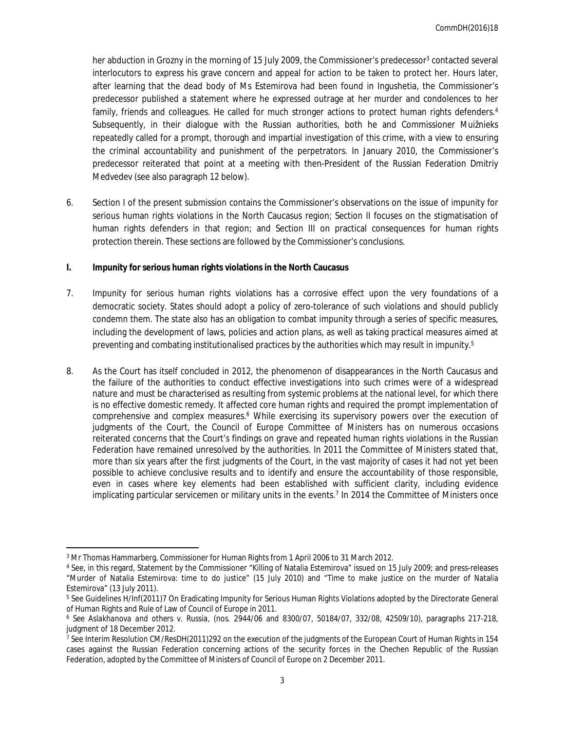her abduction in Grozny in the morning of 15 July 2009, the Commissioner's predecessor[3] contacted several interlocutors to express his grave concern and appeal for action to be taken to protect her. Hours later, after learning that the dead body of Ms Estemirova had been found in Ingushetia, the Commissioner's predecessor published a statement where he expressed outrage at her murder and condolences to her family, friends and colleagues. He called for much stronger actions to protect human rights defenders.[4] Subsequently, in their dialogue with the Russian authorities, both he and Commissioner Muižnieks repeatedly called for a prompt, thorough and impartial investigation of this crime, with a view to ensuring the criminal accountability and punishment of the perpetrators. In January 2010, the Commissioner's predecessor reiterated that point at a meeting with then-President of the Russian Federation Dmitriy Medvedev (see also paragraph 12 below).

6. Section I of the present submission contains the Commissioner's observations on the issue of impunity for serious human rights violations in the North Caucasus region; Section II focuses on the stigmatisation of human rights defenders in that region; and Section III on practical consequences for human rights protection therein. These sections are followed by the Commissioner's conclusions.

## I. Impunity for serious human rights violations in the North Caucasus

7. Impunity for serious human rights violations has a corrosive effect upon the very foundations of a democratic society. States should adopt a policy of zero-tolerance of such violations and should publicly condemn them. The state also has an obligation to combat impunity through a series of specific measures, including the development of laws, policies and action plans, as well as taking practical measures aimed at preventing and combating institutionalised practices by the authorities which may result in impunity.[5]

8. As the Court has itself concluded in 2012, the phenomenon of disappearances in the North Caucasus and the failure of the authorities to conduct effective investigations into such crimes were of a widespread nature and must be characterised as resulting from systemic problems at the national level, for which there is no effective domestic remedy. It affected core human rights and required the prompt implementation of comprehensive and complex measures.[6] While exercising its supervisory powers over the execution of judgments of the Court, the Council of Europe Committee of Ministers has on numerous occasions reiterated concerns that the Court's findings on grave and repeated human rights violations in the Russian Federation have remained unresolved by the authorities. In 2011 the Committee of Ministers stated that, more than six years after the first judgments of the Court, in the vast majority of cases it had not yet been possible to achieve conclusive results and to identify and ensure the accountability of those responsible, even in cases where key elements had been established with sufficient clarity, including evidence implicating particular servicemen or military units in the events.[7] In 2014 the Committee of Ministers once

---

[3] Mr Thomas Hammarberg, Commissioner for Human Rights from 1 April 2006 to 31 March 2012.

[4] See, in this regard, Statement by the Commissioner "Killing of Natalia Estemirova" issued on 15 July 2009; and press-releases "Murder of Natalia Estemirova: time to do justice" (15 July 2010) and "Time to make justice on the murder of Natalia Estemirova" (13 July 2011).

[5] See Guidelines H/Inf(2011)7 On Eradicating Impunity for Serious Human Rights Violations adopted by the Directorate General of Human Rights and Rule of Law of Council of Europe in 2011.

[6] See *Aslakhanova and others v. Russia*, (nos. 2944/06 and 8300/07, 50184/07, 332/08, 42509/10), paragraphs 217-218, judgment of 18 December 2012.

[7] See Interim Resolution CM/ResDH(2011)292 on the execution of the judgments of the European Court of Human Rights in 154 cases against the Russian Federation concerning actions of the security forces in the Chechen Republic of the Russian Federation, adopted by the Committee of Ministers of Council of Europe on 2 December 2011.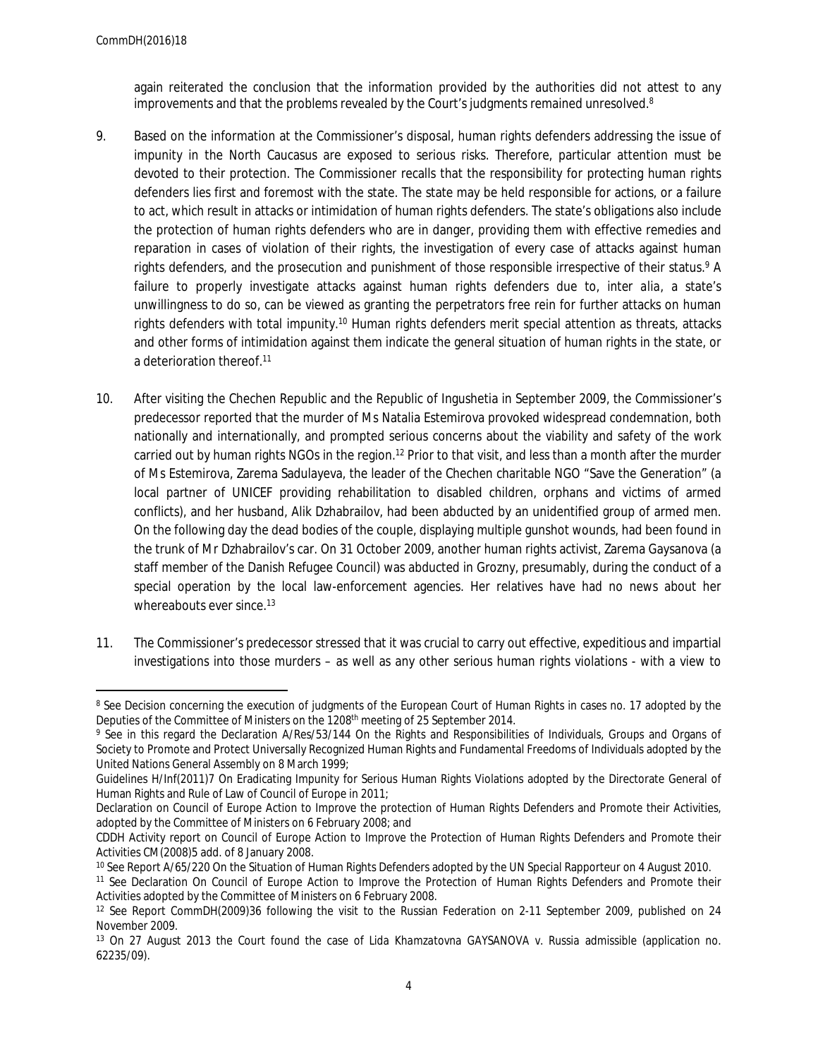again reiterated the conclusion that the information provided by the authorities did not attest to any improvements and that the problems revealed by the Court's judgments remained unresolved.[8]

9. Based on the information at the Commissioner's disposal, human rights defenders addressing the issue of impunity in the North Caucasus are exposed to serious risks. Therefore, particular attention must be devoted to their protection. The Commissioner recalls that the responsibility for protecting human rights defenders lies first and foremost with the state. The state may be held responsible for actions, or a failure to act, which result in attacks or intimidation of human rights defenders. The state's obligations also include the protection of human rights defenders who are in danger, providing them with effective remedies and reparation in cases of violation of their rights, the investigation of every case of attacks against human rights defenders, and the prosecution and punishment of those responsible irrespective of their status.[9] A failure to properly investigate attacks against human rights defenders due to, *inter alia*, a state's unwillingness to do so, can be viewed as granting the perpetrators free rein for further attacks on human rights defenders with total impunity.[10] Human rights defenders merit special attention as threats, attacks and other forms of intimidation against them indicate the general situation of human rights in the state, or a deterioration thereof.[11]

10. After visiting the Chechen Republic and the Republic of Ingushetia in September 2009, the Commissioner's predecessor reported that the murder of Ms Natalia Estemirova provoked widespread condemnation, both nationally and internationally, and prompted serious concerns about the viability and safety of the work carried out by human rights NGOs in the region.[12] Prior to that visit, and less than a month after the murder of Ms Estemirova, Zarema Sadulayeva, the leader of the Chechen charitable NGO "Save the Generation" (a local partner of UNICEF providing rehabilitation to disabled children, orphans and victims of armed conflicts), and her husband, Alik Dzhabrailov, had been abducted by an unidentified group of armed men. On the following day the dead bodies of the couple, displaying multiple gunshot wounds, had been found in the trunk of Mr Dzhabrailov's car. On 31 October 2009, another human rights activist, Zarema Gaysanova (a staff member of the Danish Refugee Council) was abducted in Grozny, presumably, during the conduct of a special operation by the local law-enforcement agencies. Her relatives have had no news about her whereabouts ever since.[13]

11. The Commissioner's predecessor stressed that it was crucial to carry out effective, expeditious and impartial investigations into those murders – as well as any other serious human rights violations - with a view to

---

[8] See Decision concerning the execution of judgments of the European Court of Human Rights in cases no. 17 adopted by the Deputies of the Committee of Ministers on the 1208th meeting of 25 September 2014.

[9] See in this regard the Declaration A/Res/53/144 On the Rights and Responsibilities of Individuals, Groups and Organs of Society to Promote and Protect Universally Recognized Human Rights and Fundamental Freedoms of Individuals adopted by the United Nations General Assembly on 8 March 1999;

Guidelines H/Inf(2011)7 On Eradicating Impunity for Serious Human Rights Violations adopted by the Directorate General of Human Rights and Rule of Law of Council of Europe in 2011;

Declaration on Council of Europe Action to Improve the protection of Human Rights Defenders and Promote their Activities, adopted by the Committee of Ministers on 6 February 2008; and

CDDH Activity report on Council of Europe Action to Improve the Protection of Human Rights Defenders and Promote their Activities CM(2008)5 add. of 8 January 2008.

[10] See Report A/65/220 On the Situation of Human Rights Defenders adopted by the UN Special Rapporteur on 4 August 2010.

[11] See Declaration On Council of Europe Action to Improve the Protection of Human Rights Defenders and Promote their Activities adopted by the Committee of Ministers on 6 February 2008.

[12] See Report CommDH(2009)36 following the visit to the Russian Federation on 2-11 September 2009, published on 24 November 2009.

[13] On 27 August 2013 the Court found the case of *Lida Khamzatovna GAYSANOVA v. Russia* admissible (application no. 62235/09).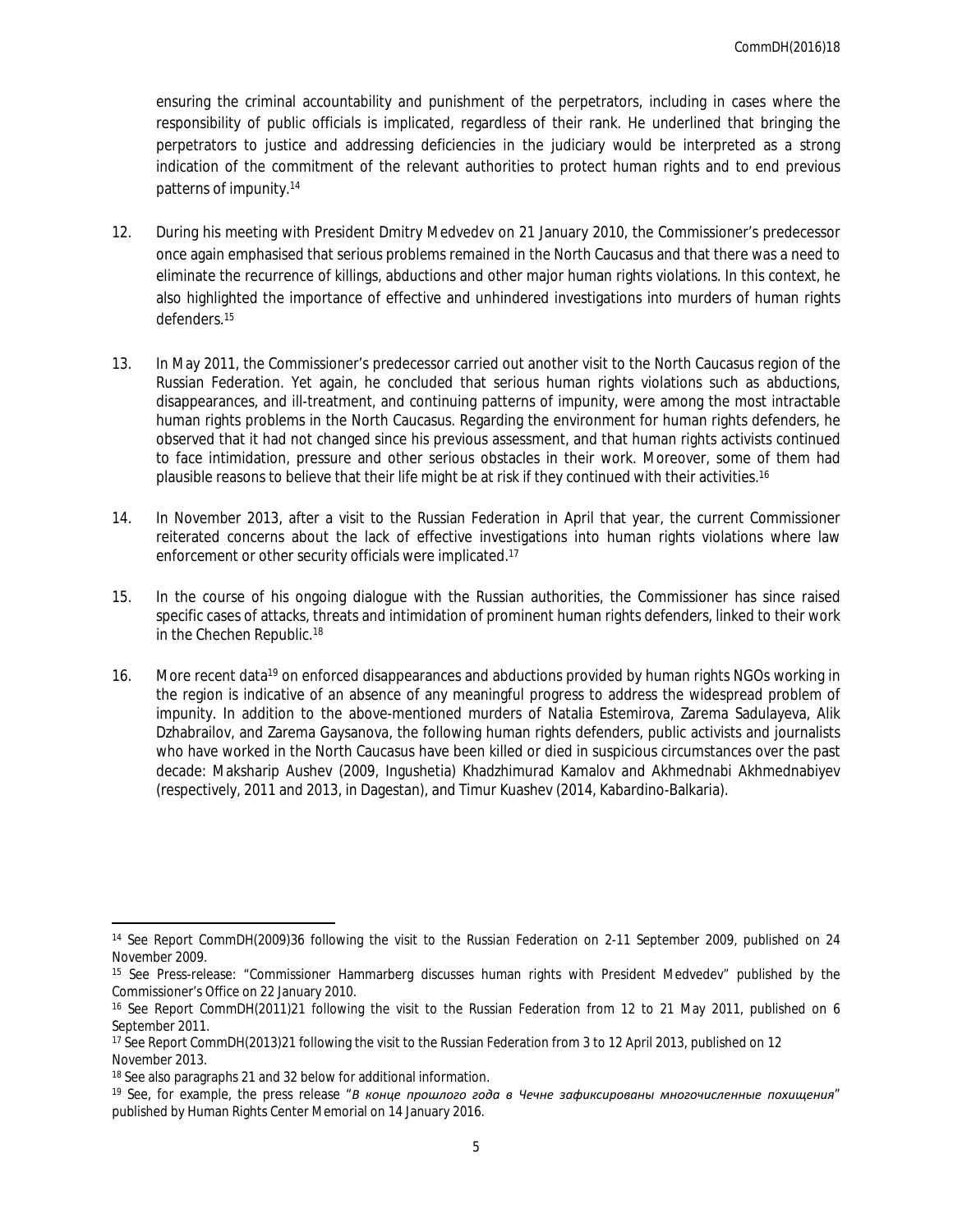ensuring the criminal accountability and punishment of the perpetrators, including in cases where the responsibility of public officials is implicated, regardless of their rank. He underlined that bringing the perpetrators to justice and addressing deficiencies in the judiciary would be interpreted as a strong indication of the commitment of the relevant authorities to protect human rights and to end previous patterns of impunity.[14]

12. During his meeting with President Dmitry Medvedev on 21 January 2010, the Commissioner's predecessor once again emphasised that serious problems remained in the North Caucasus and that there was a need to eliminate the recurrence of killings, abductions and other major human rights violations. In this context, he also highlighted the importance of effective and unhindered investigations into murders of human rights defenders.[15]

13. In May 2011, the Commissioner's predecessor carried out another visit to the North Caucasus region of the Russian Federation. Yet again, he concluded that serious human rights violations such as abductions, disappearances, and ill-treatment, and continuing patterns of impunity, were among the most intractable human rights problems in the North Caucasus. Regarding the environment for human rights defenders, he observed that it had not changed since his previous assessment, and that human rights activists continued to face intimidation, pressure and other serious obstacles in their work. Moreover, some of them had plausible reasons to believe that their life might be at risk if they continued with their activities.[16]

14. In November 2013, after a visit to the Russian Federation in April that year, the current Commissioner reiterated concerns about the lack of effective investigations into human rights violations where law enforcement or other security officials were implicated.[17]

15. In the course of his ongoing dialogue with the Russian authorities, the Commissioner has since raised specific cases of attacks, threats and intimidation of prominent human rights defenders, linked to their work in the Chechen Republic.[18]

16. More recent data[19] on enforced disappearances and abductions provided by human rights NGOs working in the region is indicative of an absence of any meaningful progress to address the widespread problem of impunity. In addition to the above-mentioned murders of Natalia Estemirova, Zarema Sadulayeva, Alik Dzhabrailov, and Zarema Gaysanova, the following human rights defenders, public activists and journalists who have worked in the North Caucasus have been killed or died in suspicious circumstances over the past decade: Maksharip Aushev (2009, Ingushetia) Khadzhimurad Kamalov and Akhmednabi Akhmednabiyev (respectively, 2011 and 2013, in Dagestan), and Timur Kuashev (2014, Kabardino-Balkaria).

---

[14] See Report CommDH(2009)36 following the visit to the Russian Federation on 2-11 September 2009, published on 24 November 2009.

[15] See Press-release: "Commissioner Hammarberg discusses human rights with President Medvedev" published by the Commissioner's Office on 22 January 2010.

[16] See Report CommDH(2011)21 following the visit to the Russian Federation from 12 to 21 May 2011, published on 6 September 2011.

[17] See Report CommDH(2013)21 following the visit to the Russian Federation from 3 to 12 April 2013, published on 12 November 2013.

[18] See also paragraphs 21 and 32 below for additional information.

[19] See, for example, the press release "*В конце прошлого года в Чечне зафиксированы многочисленные похищения*" published by Human Rights Center Memorial on 14 January 2016.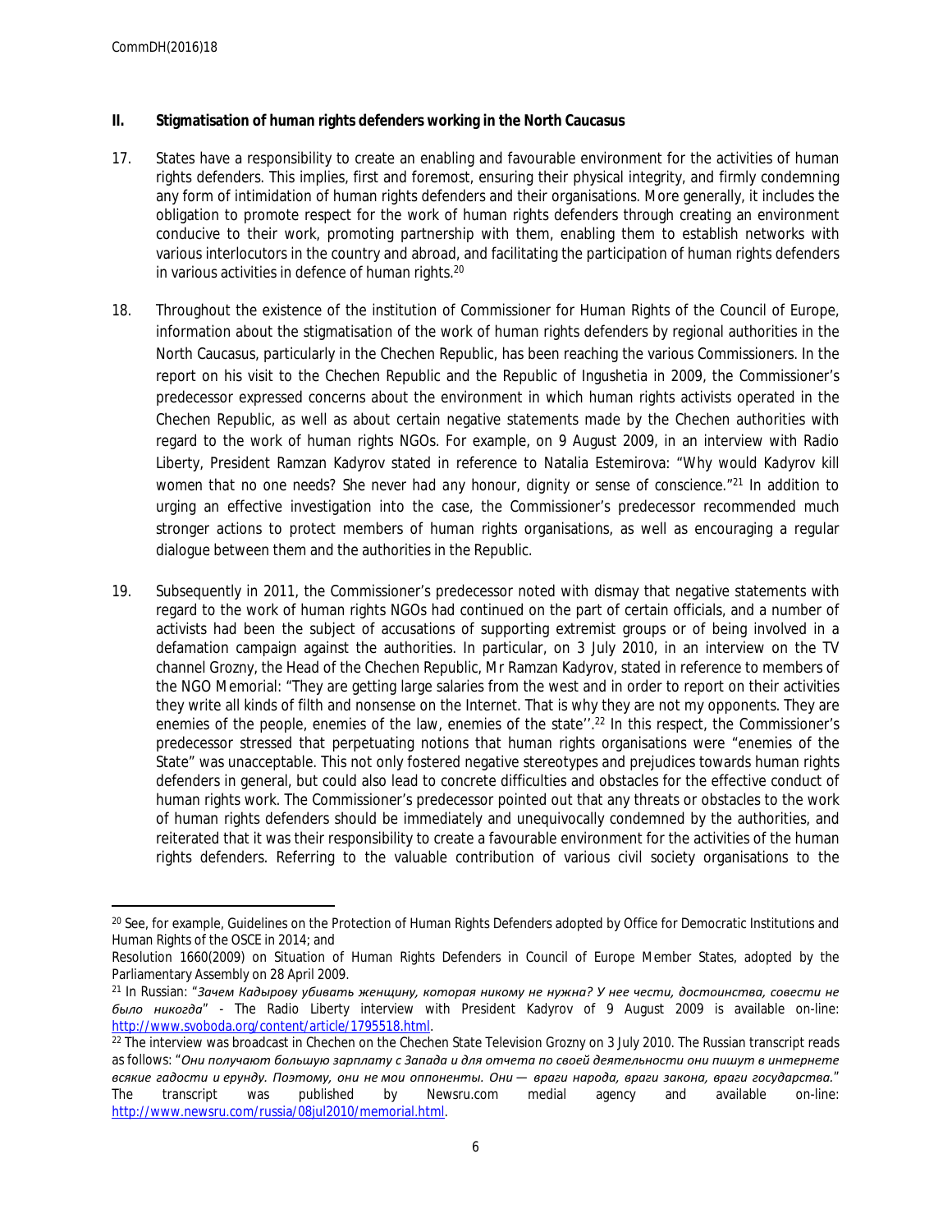## II. Stigmatisation of human rights defenders working in the North Caucasus

17. States have a responsibility to create an enabling and favourable environment for the activities of human rights defenders. This implies, first and foremost, ensuring their physical integrity, and firmly condemning any form of intimidation of human rights defenders and their organisations. More generally, it includes the obligation to promote respect for the work of human rights defenders through creating an environment conducive to their work, promoting partnership with them, enabling them to establish networks with various interlocutors in the country and abroad, and facilitating the participation of human rights defenders in various activities in defence of human rights.[20]

18. Throughout the existence of the institution of Commissioner for Human Rights of the Council of Europe, information about the stigmatisation of the work of human rights defenders by regional authorities in the North Caucasus, particularly in the Chechen Republic, has been reaching the various Commissioners. In the report on his visit to the Chechen Republic and the Republic of Ingushetia in 2009, the Commissioner's predecessor expressed concerns about the environment in which human rights activists operated in the Chechen Republic, as well as about certain negative statements made by the Chechen authorities with regard to the work of human rights NGOs. For example, on 9 August 2009, in an interview with Radio Liberty, President Ramzan Kadyrov stated in reference to Natalia Estemirova: "*Why would Kadyrov kill women that no one needs? She never had any honour, dignity or sense of conscience.*"[21] In addition to urging an effective investigation into the case, the Commissioner's predecessor recommended much stronger actions to protect members of human rights organisations, as well as encouraging a regular dialogue between them and the authorities in the Republic.

19. Subsequently in 2011, the Commissioner's predecessor noted with dismay that negative statements with regard to the work of human rights NGOs had continued on the part of certain officials, and a number of activists had been the subject of accusations of supporting extremist groups or of being involved in a defamation campaign against the authorities. In particular, on 3 July 2010, in an interview on the TV channel Grozny, the Head of the Chechen Republic, Mr Ramzan Kadyrov, stated in reference to members of the NGO Memorial: "They are getting large salaries from the west and in order to report on their activities they write all kinds of filth and nonsense on the Internet. That is why they are not my opponents. They are enemies of the people, enemies of the law, enemies of the state''.[22] In this respect, the Commissioner's predecessor stressed that perpetuating notions that human rights organisations were "enemies of the State" was unacceptable. This not only fostered negative stereotypes and prejudices towards human rights defenders in general, but could also lead to concrete difficulties and obstacles for the effective conduct of human rights work. The Commissioner's predecessor pointed out that any threats or obstacles to the work of human rights defenders should be immediately and unequivocally condemned by the authorities, and reiterated that it was their responsibility to create a favourable environment for the activities of the human rights defenders. Referring to the valuable contribution of various civil society organisations to the

---

[20] See, for example, Guidelines on the Protection of Human Rights Defenders adopted by Office for Democratic Institutions and Human Rights of the OSCE in 2014; and
Resolution 1660(2009) on Situation of Human Rights Defenders in Council of Europe Member States, adopted by the Parliamentary Assembly on 28 April 2009.

[21] In Russian: "*Зачем Кадырову убивать женщину, которая никому не нужна? У нее чести, достоинства, совести не было никогда*" - The Radio Liberty interview with President Kadyrov of 9 August 2009 is available on-line: http://www.svoboda.org/content/article/1795518.html.

[22] The interview was broadcast in Chechen on the Chechen State Television Grozny on 3 July 2010. The Russian transcript reads as follows: "*Они получают большую зарплату с Запада и для отчета по своей деятельности они пишут в интернете всякие гадости и ерунду. Поэтому, они не мои оппоненты. Они — враги народа, враги закона, враги государства.*" The transcript was published by Newsru.com medial agency and available on-line: http://www.newsru.com/russia/08jul2010/memorial.html.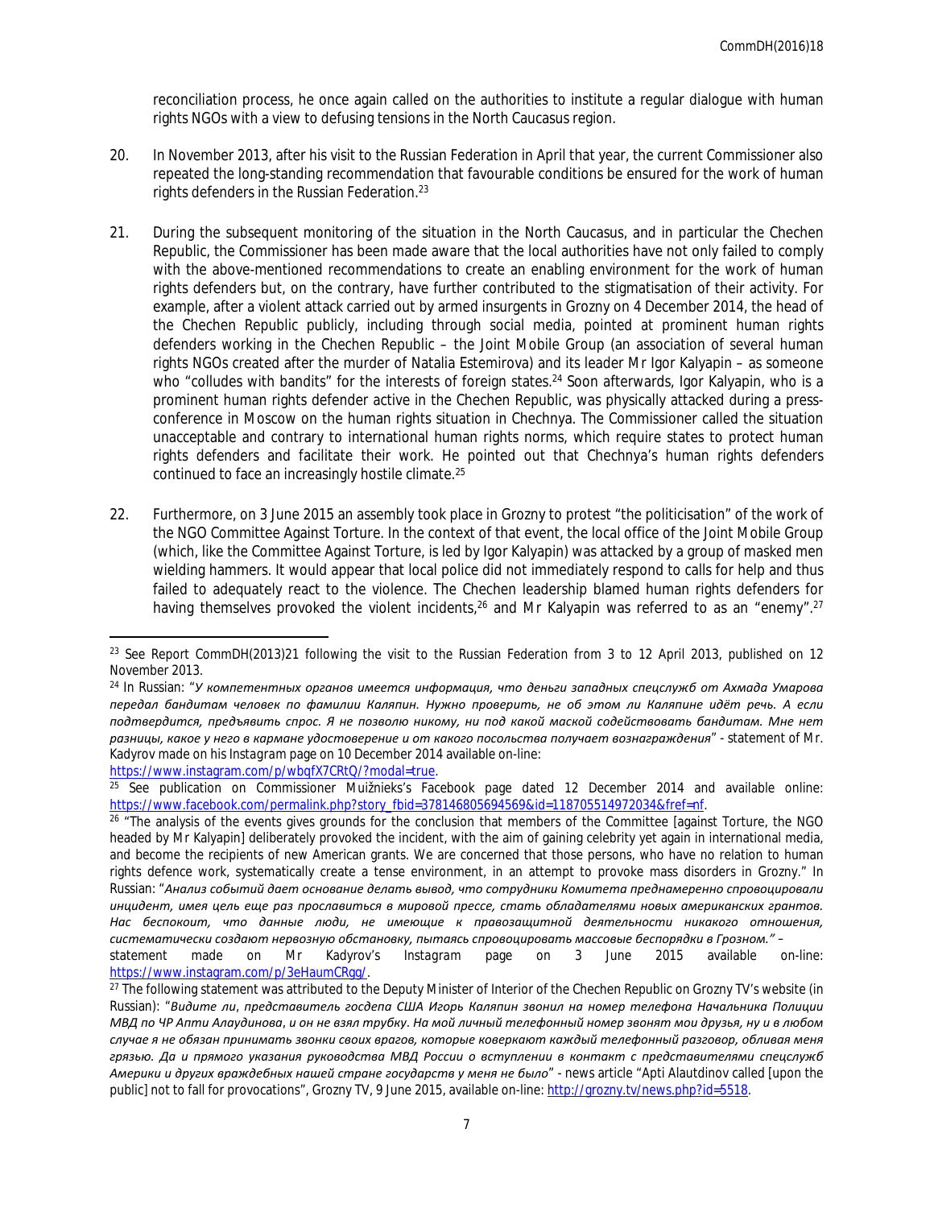reconciliation process, he once again called on the authorities to institute a regular dialogue with human rights NGOs with a view to defusing tensions in the North Caucasus region.

20. In November 2013, after his visit to the Russian Federation in April that year, the current Commissioner also repeated the long-standing recommendation that favourable conditions be ensured for the work of human rights defenders in the Russian Federation.[23]

21. During the subsequent monitoring of the situation in the North Caucasus, and in particular the Chechen Republic, the Commissioner has been made aware that the local authorities have not only failed to comply with the above-mentioned recommendations to create an enabling environment for the work of human rights defenders but, on the contrary, have further contributed to the stigmatisation of their activity. For example, after a violent attack carried out by armed insurgents in Grozny on 4 December 2014, the head of the Chechen Republic publicly, including through social media, pointed at prominent human rights defenders working in the Chechen Republic – the Joint Mobile Group (an association of several human rights NGOs created after the murder of Natalia Estemirova) and its leader Mr Igor Kalyapin – as someone who "colludes with bandits" for the interests of foreign states.[24] Soon afterwards, Igor Kalyapin, who is a prominent human rights defender active in the Chechen Republic, was physically attacked during a press-conference in Moscow on the human rights situation in Chechnya. The Commissioner called the situation unacceptable and contrary to international human rights norms, which require states to protect human rights defenders and facilitate their work. He pointed out that Chechnya's human rights defenders continued to face an increasingly hostile climate.[25]

22. Furthermore, on 3 June 2015 an assembly took place in Grozny to protest "the politicisation" of the work of the NGO Committee Against Torture. In the context of that event, the local office of the Joint Mobile Group (which, like the Committee Against Torture, is led by Igor Kalyapin) was attacked by a group of masked men wielding hammers. It would appear that local police did not immediately respond to calls for help and thus failed to adequately react to the violence. The Chechen leadership blamed human rights defenders for having themselves provoked the violent incidents,[26] and Mr Kalyapin was referred to as an "enemy".[27]

---

[23] See Report CommDH(2013)21 following the visit to the Russian Federation from 3 to 12 April 2013, published on 12 November 2013.

[24] In Russian: "*У компетентных органов имеется информация, что деньги западных спецслужб от Ахмада Умарова передал бандитам человек по фамилии Каляпин. Нужно проверить, не об этом ли Каляпине идёт речь. А если подтвердится, предъявить спрос. Я не позволю никому, ни под какой маской содействовать бандитам. Мне нет разницы, какое у него в кармане удостоверение и от какого посольства получает вознаграждения*" - statement of Mr. Kadyrov made on his *Instagram* page on 10 December 2014 available on-line: https://www.instagram.com/p/wbqfX7CRtQ/?modal=true.

[25] See publication on Commissioner Muižnieks's Facebook page dated 12 December 2014 and available online: https://www.facebook.com/permalink.php?story_fbid=378146805694569&id=118705514972034&fref=nf.

[26] "The analysis of the events gives grounds for the conclusion that members of the Committee [against Torture, the NGO headed by Mr Kalyapin] deliberately provoked the incident, with the aim of gaining celebrity yet again in international media, and become the recipients of new American grants. We are concerned that those persons, who have no relation to human rights defence work, systematically create a tense environment, in an attempt to provoke mass disorders in Grozny." In Russian: "*Анализ событий дает основание делать вывод, что сотрудники Комитета преднамеренно спровоцировали инцидент, имея цель еще раз прославиться в мировой прессе, стать обладателями новых американских грантов. Нас беспокоит, что данные люди, не имеющие к правозащитной деятельности никакого отношения, систематически создают нервозную обстановку, пытаясь спровоцировать массовые беспорядки в Грозном.*" – statement made on Mr Kadyrov's Instagram page on 3 June 2015 available on-line: https://www.instagram.com/p/3eHaumCRgg/.

[27] The following statement was attributed to the Deputy Minister of Interior of the Chechen Republic on Grozny TV's website (in Russian): "*Видите ли, представитель госдепа США Игорь Каляпин звонил на номер телефона Начальника Полиции МВД по ЧР Апти Алаудинова, и он не взял трубку. На мой личный телефонный номер звонят мои друзья, ну и в любом случае я не обязан принимать звонки своих врагов, которые коверкают каждый телефонный разговор, обливая меня грязью. Да и прямого указания руководства МВД России о вступлении в контакт с представителями спецслужб Америки и других враждебных нашей стране государств у меня не было*" - news article "Apti Alautdinov called [upon the public] not to fall for provocations", Grozny TV, 9 June 2015, available on-line: http://grozny.tv/news.php?id=5518.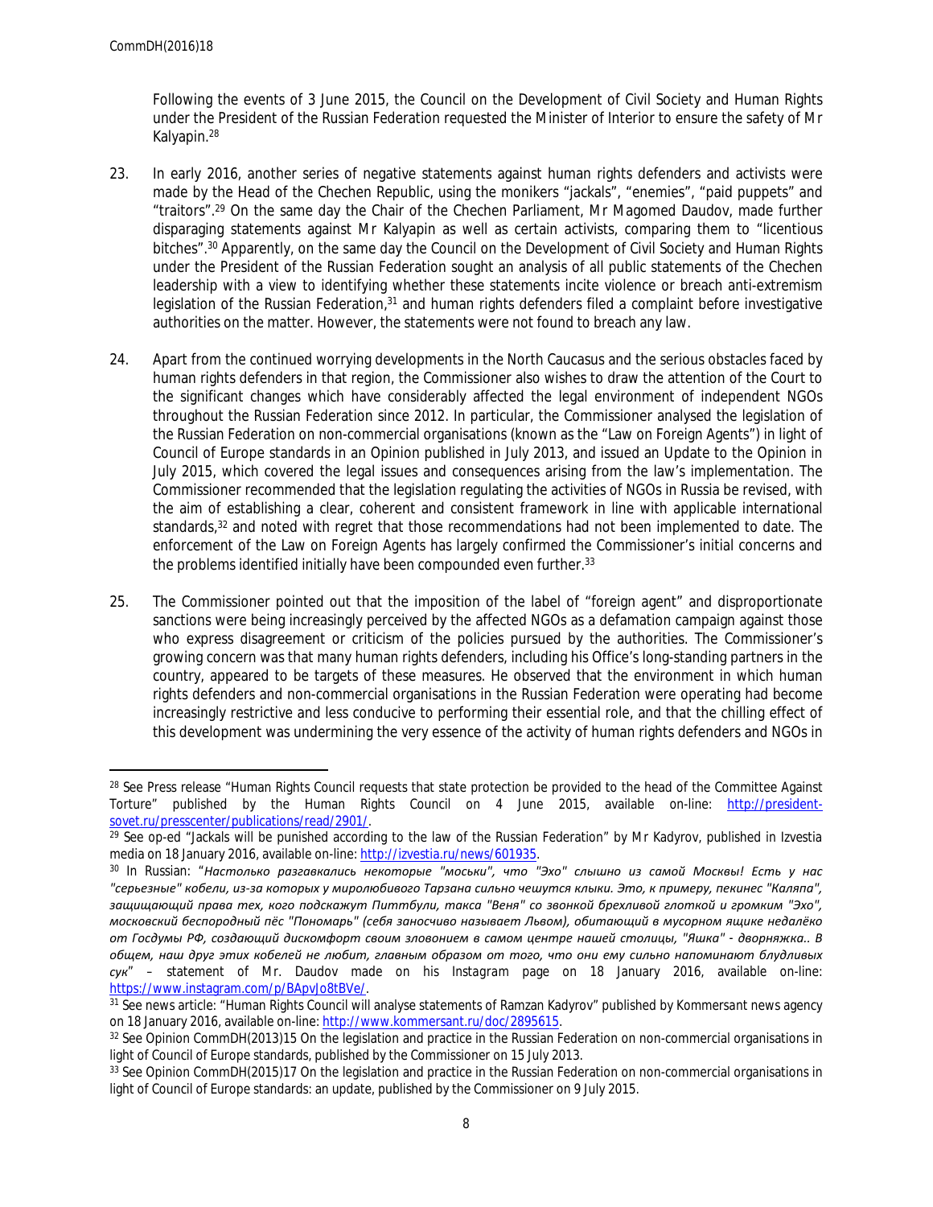Following the events of 3 June 2015, the Council on the Development of Civil Society and Human Rights under the President of the Russian Federation requested the Minister of Interior to ensure the safety of Mr Kalyapin.[28]

23. In early 2016, another series of negative statements against human rights defenders and activists were made by the Head of the Chechen Republic, using the monikers "jackals", "enemies", "paid puppets" and "traitors".[29] On the same day the Chair of the Chechen Parliament, Mr Magomed Daudov, made further disparaging statements against Mr Kalyapin as well as certain activists, comparing them to "licentious bitches".[30] Apparently, on the same day the Council on the Development of Civil Society and Human Rights under the President of the Russian Federation sought an analysis of all public statements of the Chechen leadership with a view to identifying whether these statements incite violence or breach anti-extremism legislation of the Russian Federation,[31] and human rights defenders filed a complaint before investigative authorities on the matter. However, the statements were not found to breach any law.

24. Apart from the continued worrying developments in the North Caucasus and the serious obstacles faced by human rights defenders in that region, the Commissioner also wishes to draw the attention of the Court to the significant changes which have considerably affected the legal environment of independent NGOs throughout the Russian Federation since 2012. In particular, the Commissioner analysed the legislation of the Russian Federation on non-commercial organisations (known as the "Law on Foreign Agents") in light of Council of Europe standards in an Opinion published in July 2013, and issued an Update to the Opinion in July 2015, which covered the legal issues and consequences arising from the law's implementation. The Commissioner recommended that the legislation regulating the activities of NGOs in Russia be revised, with the aim of establishing a clear, coherent and consistent framework in line with applicable international standards,[32] and noted with regret that those recommendations had not been implemented to date. The enforcement of the Law on Foreign Agents has largely confirmed the Commissioner's initial concerns and the problems identified initially have been compounded even further.[33]

25. The Commissioner pointed out that the imposition of the label of "foreign agent" and disproportionate sanctions were being increasingly perceived by the affected NGOs as a defamation campaign against those who express disagreement or criticism of the policies pursued by the authorities. The Commissioner's growing concern was that many human rights defenders, including his Office's long-standing partners in the country, appeared to be targets of these measures. He observed that the environment in which human rights defenders and non-commercial organisations in the Russian Federation were operating had become increasingly restrictive and less conducive to performing their essential role, and that the chilling effect of this development was undermining the very essence of the activity of human rights defenders and NGOs in

---

[28] See Press release "Human Rights Council requests that state protection be provided to the head of the Committee Against Torture" published by the Human Rights Council on 4 June 2015, available on-line: http://president-sovet.ru/presscenter/publications/read/2901/.

[29] See op-ed "Jackals will be punished according to the law of the Russian Federation" by Mr Kadyrov, published in Izvestia media on 18 January 2016, available on-line: http://izvestia.ru/news/601935.

[30] In Russian: "*Настолько разгавкались некоторые "моськи", что "Эхо" слышно из самой Москвы! Есть у нас "серьезные" кобели, из-за которых у миролюбивого Тарзана сильно чешутся клыки. Это, к примеру, пекинес "Каляпа", защищающий права тех, кого подскажут Питтбули, такса "Веня" со звонкой брехливой глоткой и громким "Эхо", московский беспородный пёс "Пономарь" (себя заносчиво называет Львом), обитающий в мусорном ящике недалёко от Госдумы РФ, создающий дискомфорт своим зловонием в самом центре нашей столицы, "Яшка" - дворняжка.. В общем, наш друг этих кобелей не любит, главным образом от того, что они ему сильно напоминают блудливых сук*" – statement of Mr. Daudov made on his Instagram page on 18 January 2016, available on-line: https://www.instagram.com/p/BApvJo8tBVe/.

[31] See news article: "Human Rights Council will analyse statements of Ramzan Kadyrov" published by Kommersant news agency on 18 January 2016, available on-line: http://www.kommersant.ru/doc/2895615.

[32] See Opinion CommDH(2013)15 On the legislation and practice in the Russian Federation on non-commercial organisations in light of Council of Europe standards, published by the Commissioner on 15 July 2013.

[33] See Opinion CommDH(2015)17 On the legislation and practice in the Russian Federation on non-commercial organisations in light of Council of Europe standards: an update, published by the Commissioner on 9 July 2015.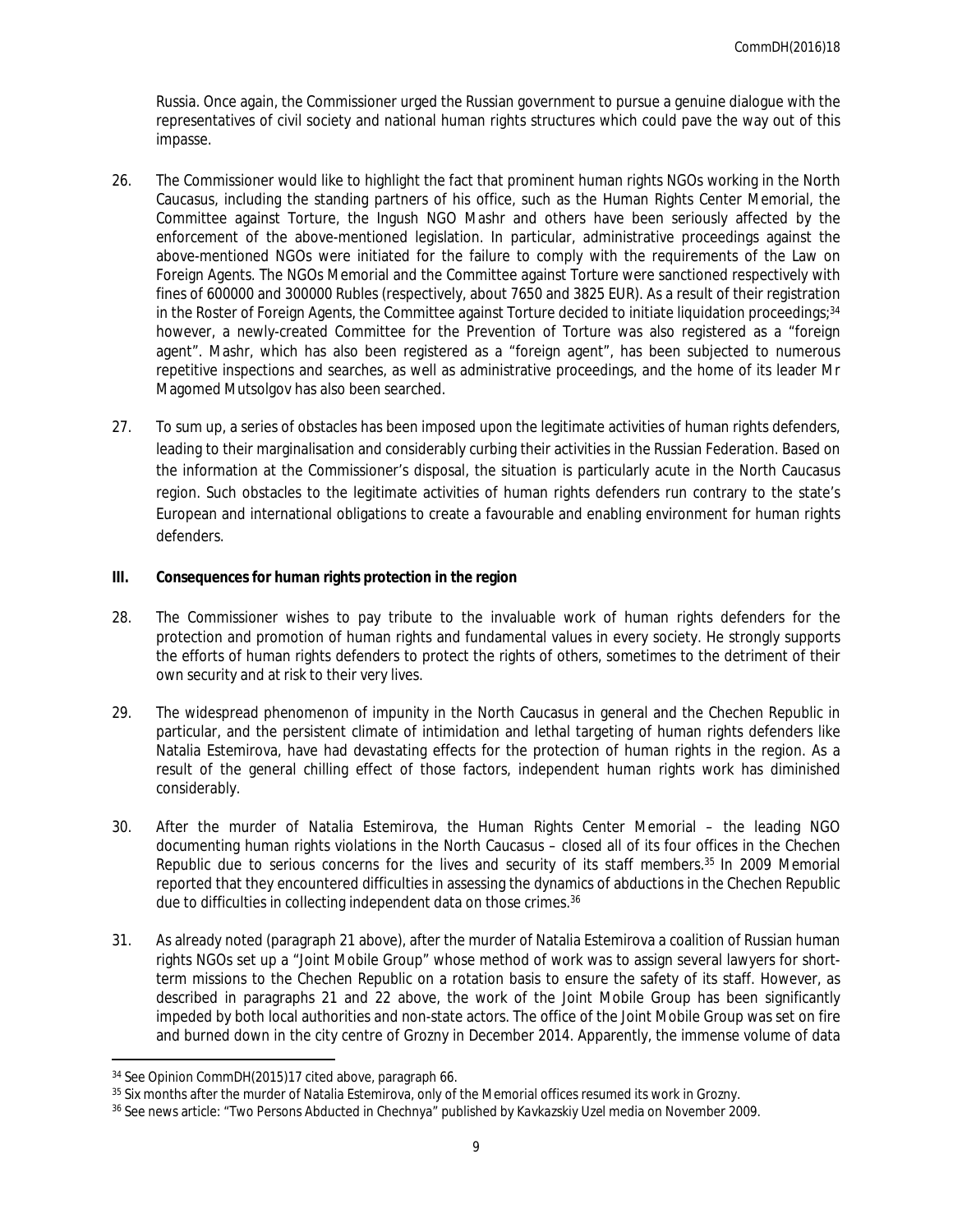Russia. Once again, the Commissioner urged the Russian government to pursue a genuine dialogue with the representatives of civil society and national human rights structures which could pave the way out of this impasse.

26. The Commissioner would like to highlight the fact that prominent human rights NGOs working in the North Caucasus, including the standing partners of his office, such as the Human Rights Center Memorial, the Committee against Torture, the Ingush NGO Mashr and others have been seriously affected by the enforcement of the above-mentioned legislation. In particular, administrative proceedings against the above-mentioned NGOs were initiated for the failure to comply with the requirements of the Law on Foreign Agents. The NGOs Memorial and the Committee against Torture were sanctioned respectively with fines of 600000 and 300000 Rubles (respectively, about 7650 and 3825 EUR). As a result of their registration in the Roster of Foreign Agents, the Committee against Torture decided to initiate liquidation proceedings;[34] however, a newly-created Committee for the Prevention of Torture was also registered as a "foreign agent". Mashr, which has also been registered as a "foreign agent", has been subjected to numerous repetitive inspections and searches, as well as administrative proceedings, and the home of its leader Mr Magomed Mutsolgov has also been searched.

27. To sum up, a series of obstacles has been imposed upon the legitimate activities of human rights defenders, leading to their marginalisation and considerably curbing their activities in the Russian Federation. Based on the information at the Commissioner's disposal, the situation is particularly acute in the North Caucasus region. Such obstacles to the legitimate activities of human rights defenders run contrary to the state's European and international obligations to create a favourable and enabling environment for human rights defenders.

## III. Consequences for human rights protection in the region

28. The Commissioner wishes to pay tribute to the invaluable work of human rights defenders for the protection and promotion of human rights and fundamental values in every society. He strongly supports the efforts of human rights defenders to protect the rights of others, sometimes to the detriment of their own security and at risk to their very lives.

29. The widespread phenomenon of impunity in the North Caucasus in general and the Chechen Republic in particular, and the persistent climate of intimidation and lethal targeting of human rights defenders like Natalia Estemirova, have had devastating effects for the protection of human rights in the region. As a result of the general chilling effect of those factors, independent human rights work has diminished considerably.

30. After the murder of Natalia Estemirova, the Human Rights Center Memorial – the leading NGO documenting human rights violations in the North Caucasus – closed all of its four offices in the Chechen Republic due to serious concerns for the lives and security of its staff members.[35] In 2009 Memorial reported that they encountered difficulties in assessing the dynamics of abductions in the Chechen Republic due to difficulties in collecting independent data on those crimes.[36]

31. As already noted (paragraph 21 above), after the murder of Natalia Estemirova a coalition of Russian human rights NGOs set up a "Joint Mobile Group" whose method of work was to assign several lawyers for short-term missions to the Chechen Republic on a rotation basis to ensure the safety of its staff. However, as described in paragraphs 21 and 22 above, the work of the Joint Mobile Group has been significantly impeded by both local authorities and non-state actors. The office of the Joint Mobile Group was set on fire and burned down in the city centre of Grozny in December 2014. Apparently, the immense volume of data

---

[34] See Opinion CommDH(2015)17 cited above, paragraph 66.

[35] Six months after the murder of Natalia Estemirova, only of the Memorial offices resumed its work in Grozny.

[36] See news article: "Two Persons Abducted in Chechnya" published by Kavkazskiy Uzel media on November 2009.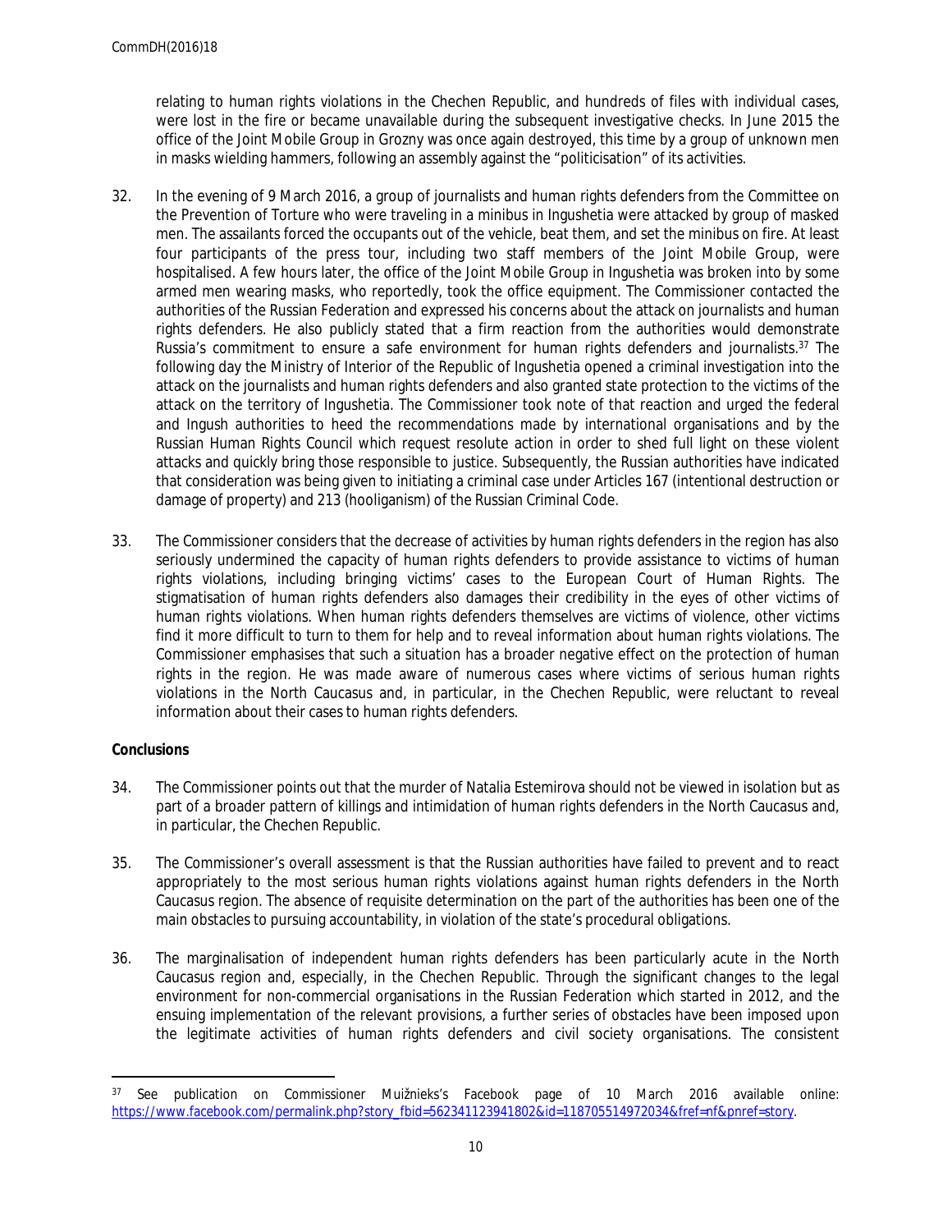relating to human rights violations in the Chechen Republic, and hundreds of files with individual cases, were lost in the fire or became unavailable during the subsequent investigative checks. In June 2015 the office of the Joint Mobile Group in Grozny was once again destroyed, this time by a group of unknown men in masks wielding hammers, following an assembly against the "politicisation" of its activities.

32. In the evening of 9 March 2016, a group of journalists and human rights defenders from the Committee on the Prevention of Torture who were traveling in a minibus in Ingushetia were attacked by group of masked men. The assailants forced the occupants out of the vehicle, beat them, and set the minibus on fire. At least four participants of the press tour, including two staff members of the Joint Mobile Group, were hospitalised. A few hours later, the office of the Joint Mobile Group in Ingushetia was broken into by some armed men wearing masks, who reportedly, took the office equipment. The Commissioner contacted the authorities of the Russian Federation and expressed his concerns about the attack on journalists and human rights defenders. He also publicly stated that a firm reaction from the authorities would demonstrate Russia's commitment to ensure a safe environment for human rights defenders and journalists.[37] The following day the Ministry of Interior of the Republic of Ingushetia opened a criminal investigation into the attack on the journalists and human rights defenders and also granted state protection to the victims of the attack on the territory of Ingushetia. The Commissioner took note of that reaction and urged the federal and Ingush authorities to heed the recommendations made by international organisations and by the Russian Human Rights Council which request resolute action in order to shed full light on these violent attacks and quickly bring those responsible to justice. Subsequently, the Russian authorities have indicated that consideration was being given to initiating a criminal case under Articles 167 (intentional destruction or damage of property) and 213 (hooliganism) of the Russian Criminal Code.

33. The Commissioner considers that the decrease of activities by human rights defenders in the region has also seriously undermined the capacity of human rights defenders to provide assistance to victims of human rights violations, including bringing victims' cases to the European Court of Human Rights. The stigmatisation of human rights defenders also damages their credibility in the eyes of other victims of human rights violations. When human rights defenders themselves are victims of violence, other victims find it more difficult to turn to them for help and to reveal information about human rights violations. The Commissioner emphasises that such a situation has a broader negative effect on the protection of human rights in the region. He was made aware of numerous cases where victims of serious human rights violations in the North Caucasus and, in particular, in the Chechen Republic, were reluctant to reveal information about their cases to human rights defenders.

**Conclusions**

34. The Commissioner points out that the murder of Natalia Estemirova should not be viewed in isolation but as part of a broader pattern of killings and intimidation of human rights defenders in the North Caucasus and, in particular, the Chechen Republic.

35. The Commissioner's overall assessment is that the Russian authorities have failed to prevent and to react appropriately to the most serious human rights violations against human rights defenders in the North Caucasus region. The absence of requisite determination on the part of the authorities has been one of the main obstacles to pursuing accountability, in violation of the state's procedural obligations.

36. The marginalisation of independent human rights defenders has been particularly acute in the North Caucasus region and, especially, in the Chechen Republic. Through the significant changes to the legal environment for non-commercial organisations in the Russian Federation which started in 2012, and the ensuing implementation of the relevant provisions, a further series of obstacles have been imposed upon the legitimate activities of human rights defenders and civil society organisations. The consistent

[37] See publication on Commissioner Muižnieks's Facebook page of 10 March 2016 available online: https://www.facebook.com/permalink.php?story_fbid=562341123941802&id=118705514972034&fref=nf&pnref=story.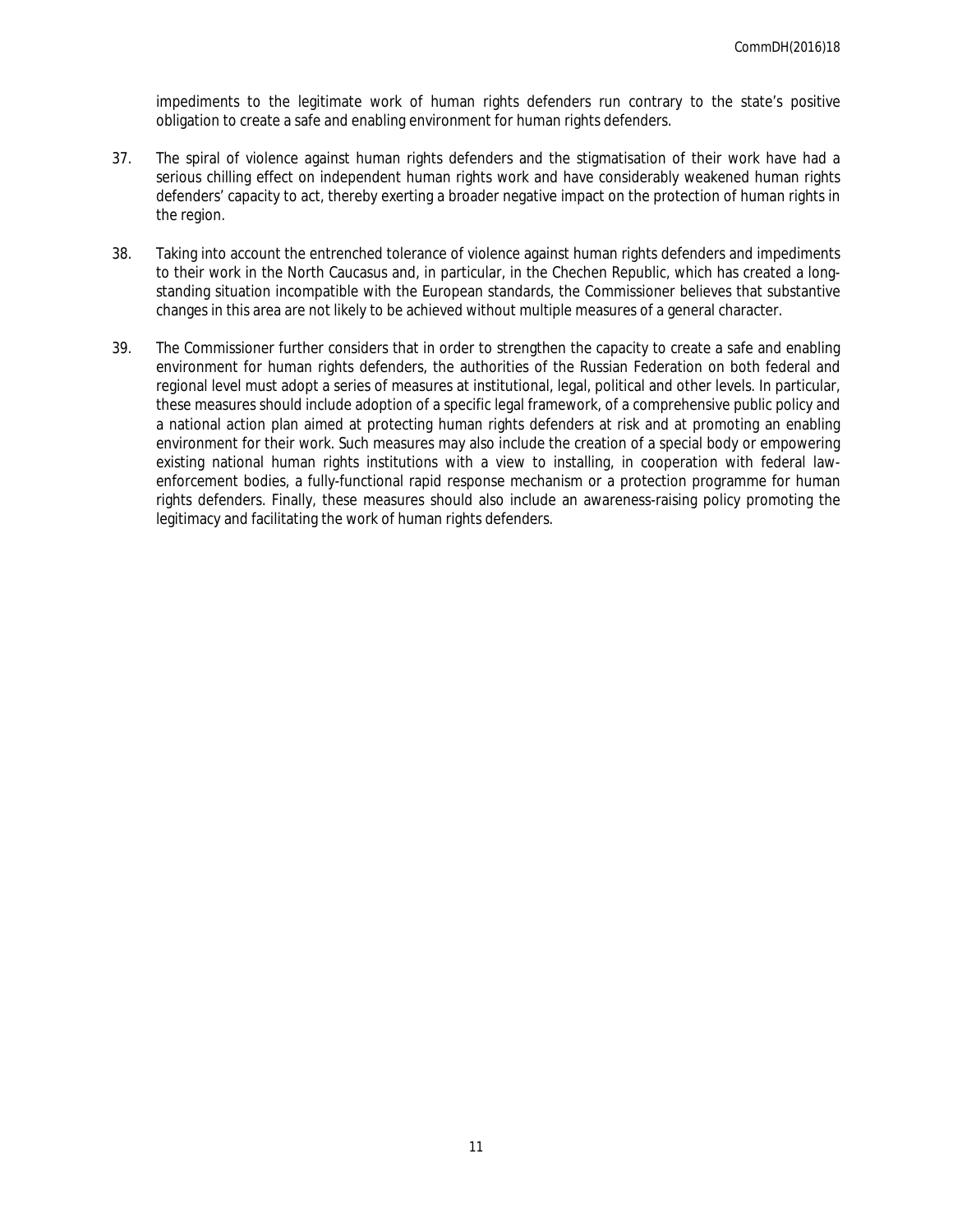impediments to the legitimate work of human rights defenders run contrary to the state's positive obligation to create a safe and enabling environment for human rights defenders.

37. The spiral of violence against human rights defenders and the stigmatisation of their work have had a serious chilling effect on independent human rights work and have considerably weakened human rights defenders' capacity to act, thereby exerting a broader negative impact on the protection of human rights in the region.

38. Taking into account the entrenched tolerance of violence against human rights defenders and impediments to their work in the North Caucasus and, in particular, in the Chechen Republic, which has created a long-standing situation incompatible with the European standards, the Commissioner believes that substantive changes in this area are not likely to be achieved without multiple measures of a general character.

39. The Commissioner further considers that in order to strengthen the capacity to create a safe and enabling environment for human rights defenders, the authorities of the Russian Federation on both federal and regional level must adopt a series of measures at institutional, legal, political and other levels. In particular, these measures should include adoption of a specific legal framework, of a comprehensive public policy and a national action plan aimed at protecting human rights defenders at risk and at promoting an enabling environment for their work. Such measures may also include the creation of a special body or empowering existing national human rights institutions with a view to installing, in cooperation with federal law-enforcement bodies, a fully-functional rapid response mechanism or a protection programme for human rights defenders. Finally, these measures should also include an awareness-raising policy promoting the legitimacy and facilitating the work of human rights defenders.